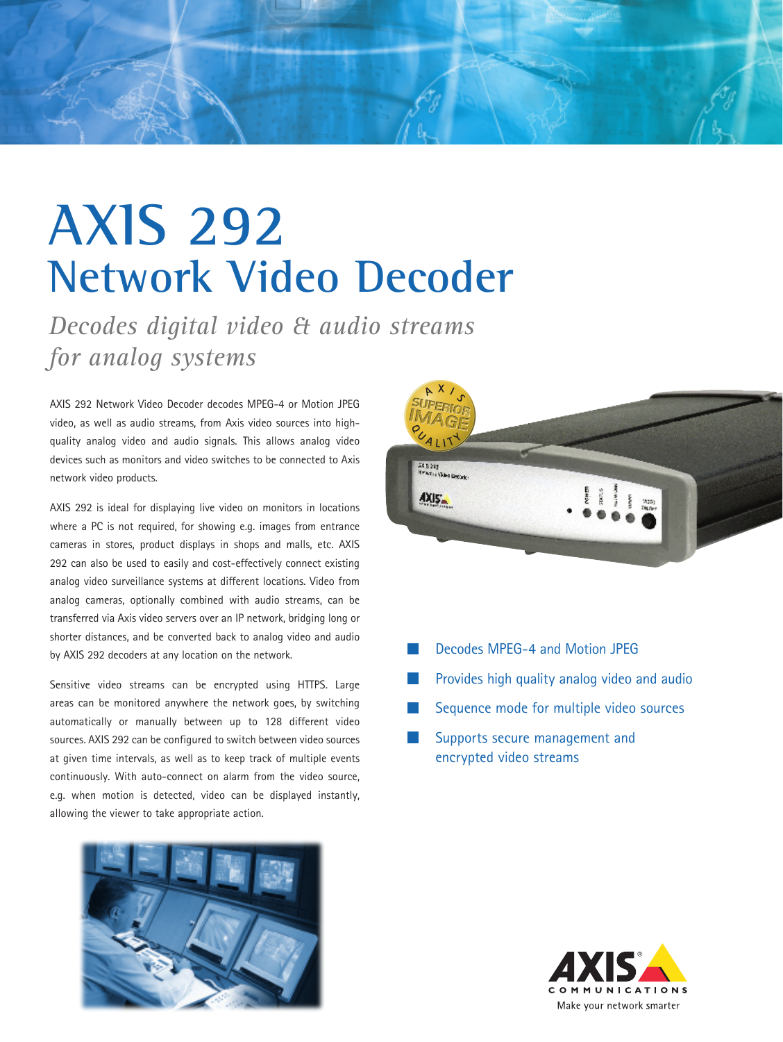# AXIS 292
## Network Video Decoder

*Decodes digital video & audio streams for analog systems*

AXIS 292 Network Video Decoder decodes MPEG-4 or Motion JPEG video, as well as audio streams, from Axis video sources into high-quality analog video and audio signals. This allows analog video devices such as monitors and video switches to be connected to Axis network video products.

AXIS 292 is ideal for displaying live video on monitors in locations where a PC is not required, for showing e.g. images from entrance cameras in stores, product displays in shops and malls, etc. AXIS 292 can also be used to easily and cost-effectively connect existing analog video surveillance systems at different locations. Video from analog cameras, optionally combined with audio streams, can be transferred via Axis video servers over an IP network, bridging long or shorter distances, and be converted back to analog video and audio by AXIS 292 decoders at any location on the network.

Sensitive video streams can be encrypted using HTTPS. Large areas can be monitored anywhere the network goes, by switching automatically or manually between up to 128 different video sources. AXIS 292 can be configured to switch between video sources at given time intervals, as well as to keep track of multiple events continuously. With auto-connect on alarm from the video source, e.g. when motion is detected, video can be displayed instantly, allowing the viewer to take appropriate action.

- Decodes MPEG-4 and Motion JPEG
- Provides high quality analog video and audio
- Sequence mode for multiple video sources
- Supports secure management and encrypted video streams

AXIS COMMUNICATIONS

Make your network smarter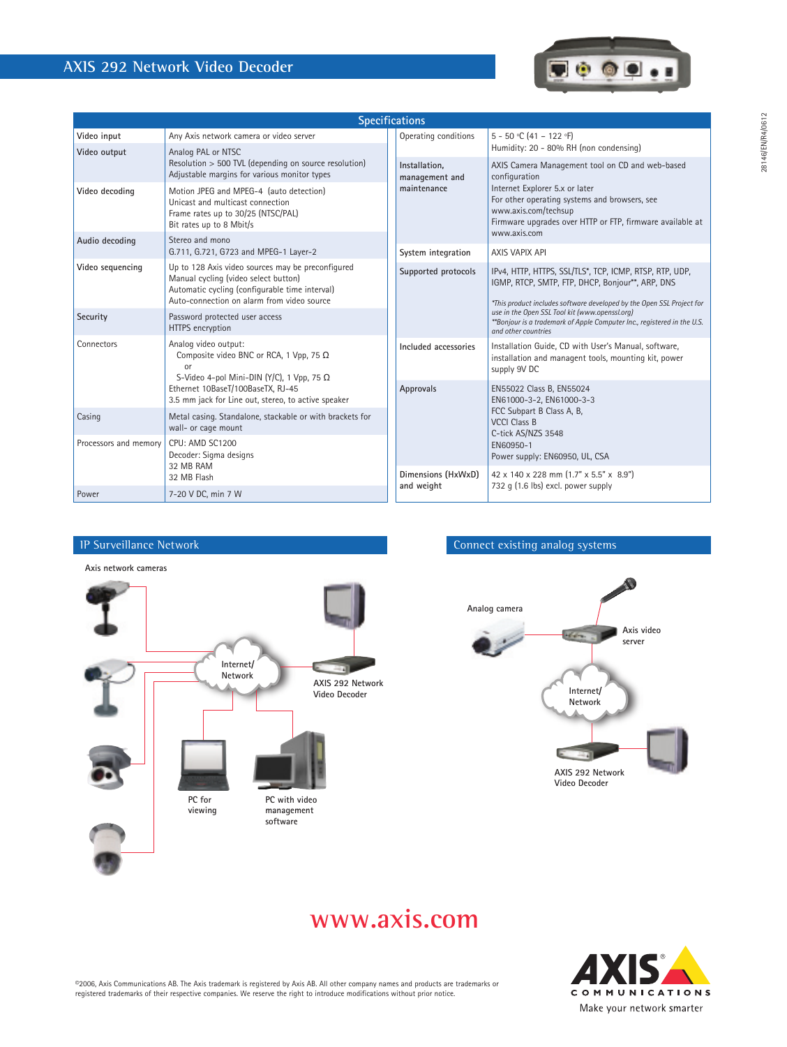# AXIS 292 Network Video Decoder

## Specifications

| | |
|---|---|
| Video input | Any Axis network camera or video server |
| Video output | Analog PAL or NTSC<br>Resolution > 500 TVL (depending on source resolution)<br>Adjustable margins for various monitor types |
| Video decoding | Motion JPEG and MPEG-4 (auto detection)<br>Unicast and multicast connection<br>Frame rates up to 30/25 (NTSC/PAL)<br>Bit rates up to 8 Mbit/s |
| Audio decoding | Stereo and mono<br>G.711, G.721, G723 and MPEG-1 Layer-2 |
| Video sequencing | Up to 128 Axis video sources may be preconfigured<br>Manual cycling (video select button)<br>Automatic cycling (configurable time interval)<br>Auto-connection on alarm from video source |
| Security | Password protected user access<br>HTTPS encryption |
| Connectors | Analog video output:<br>Composite video BNC or RCA, 1 Vpp, 75 Ω<br>or<br>S-Video 4-pol Mini-DIN (Y/C), 1 Vpp, 75 Ω<br>Ethernet 10BaseT/100BaseTX, RJ-45<br>3.5 mm jack for Line out, stereo, to active speaker |
| Casing | Metal casing. Standalone, stackable or with brackets for wall- or cage mount |
| Processors and memory | CPU: AMD SC1200<br>Decoder: Sigma designs<br>32 MB RAM<br>32 MB Flash |
| Power | 7-20 V DC, min 7 W |
| Operating conditions | 5 - 50 °C (41 – 122 °F)<br>Humidity: 20 - 80% RH (non condensing) |
| Installation, management and maintenance | AXIS Camera Management tool on CD and web-based configuration<br>Internet Explorer 5.x or later<br>For other operating systems and browsers, see www.axis.com/techsup<br>Firmware upgrades over HTTP or FTP, firmware available at www.axis.com |
| System integration | AXIS VAPIX API |
| Supported protocols | IPv4, HTTP, HTTPS, SSL/TLS*, TCP, ICMP, RTSP, RTP, UDP, IGMP, RTCP, SMTP, FTP, DHCP, Bonjour**, ARP, DNS<br>*This product includes software developed by the Open SSL Project for use in the Open SSL Tool kit (www.openssl.org)*<br>***Bonjour is a trademark of Apple Computer Inc., registered in the U.S. and other countries* |
| Included accessories | Installation Guide, CD with User's Manual, software, installation and managent tools, mounting kit, power supply 9V DC |
| Approvals | EN55022 Class B, EN55024<br>EN61000-3-2, EN61000-3-3<br>FCC Subpart B Class A, B,<br>VCCI Class B<br>C-tick AS/NZS 3548<br>EN60950-1<br>Power supply: EN60950, UL, CSA |
| Dimensions (HxWxD) and weight | 42 x 140 x 228 mm (1.7" x 5.5" x 8.9")<br>732 g (1.6 lbs) excl. power supply |

## IP Surveillance Network

Axis network cameras

Internet/ Network

AXIS 292 Network Video Decoder

PC for viewing

PC with video management software

## Connect existing analog systems

Analog camera

Axis video server

Internet/ Network

AXIS 292 Network Video Decoder

www.axis.com

©2006, Axis Communications AB. The Axis trademark is registered by Axis AB. All other company names and products are trademarks or registered trademarks of their respective companies. We reserve the right to introduce modifications without prior notice.

AXIS COMMUNICATIONS

Make your network smarter

28146/EN/R4/0612